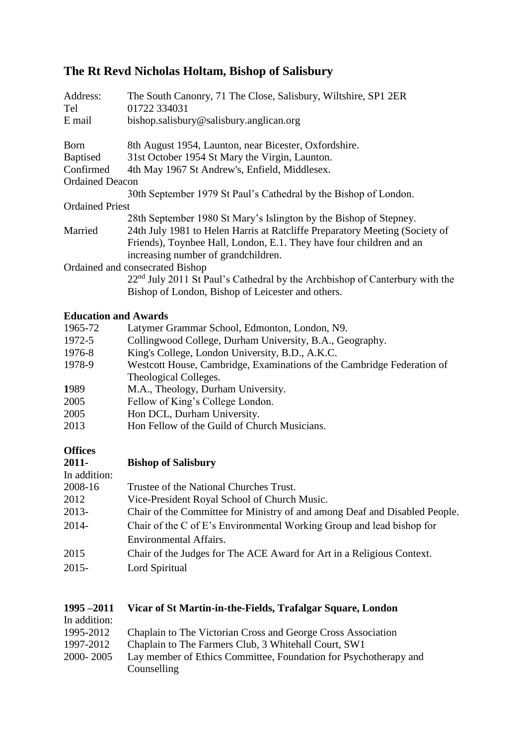# The Rt Revd Nicholas Holtam, Bishop of Salisbury

| | |
|---|---|
| Address: | The South Canonry, 71 The Close, Salisbury, Wiltshire, SP1 2ER |
| Tel | 01722 334031 |
| E mail | bishop.salisbury@salisbury.anglican.org |

| | |
|---|---|
| Born | 8th August 1954, Launton, near Bicester, Oxfordshire. |
| Baptised | 31st October 1954 St Mary the Virgin, Launton. |
| Confirmed | 4th May 1967 St Andrew's, Enfield, Middlesex. |
| Ordained Deacon | 30th September 1979 St Paul's Cathedral by the Bishop of London. |
| Ordained Priest | 28th September 1980 St Mary's Islington by the Bishop of Stepney. |
| Married | 24th July 1981 to Helen Harris at Ratcliffe Preparatory Meeting (Society of Friends), Toynbee Hall, London, E.1. They have four children and an increasing number of grandchildren. |
| Ordained and consecrated Bishop | 22nd July 2011 St Paul's Cathedral by the Archbishop of Canterbury with the Bishop of London, Bishop of Leicester and others. |

## Education and Awards

| | |
|---|---|
| 1965-72 | Latymer Grammar School, Edmonton, London, N9. |
| 1972-5 | Collingwood College, Durham University, B.A., Geography. |
| 1976-8 | King's College, London University, B.D., A.K.C. |
| 1978-9 | Westcott House, Cambridge, Examinations of the Cambridge Federation of Theological Colleges. |
| 1989 | M.A., Theology, Durham University. |
| 2005 | Fellow of King's College London. |
| 2005 | Hon DCL, Durham University. |
| 2013 | Hon Fellow of the Guild of Church Musicians. |

## Offices

| | |
|---|---|
| **2011-** | **Bishop of Salisbury** |
| In addition: | |
| 2008-16 | Trustee of the National Churches Trust. |
| 2012 | Vice-President Royal School of Church Music. |
| 2013- | Chair of the Committee for Ministry of and among Deaf and Disabled People. |
| 2014- | Chair of the C of E's Environmental Working Group and lead bishop for Environmental Affairs. |
| 2015 | Chair of the Judges for The ACE Award for Art in a Religious Context. |
| 2015- | Lord Spiritual |

| | |
|---|---|
| **1995 –2011** | **Vicar of St Martin-in-the-Fields, Trafalgar Square, London** |
| In addition: | |
| 1995-2012 | Chaplain to The Victorian Cross and George Cross Association |
| 1997-2012 | Chaplain to The Farmers Club, 3 Whitehall Court, SW1 |
| 2000- 2005 | Lay member of Ethics Committee, Foundation for Psychotherapy and Counselling |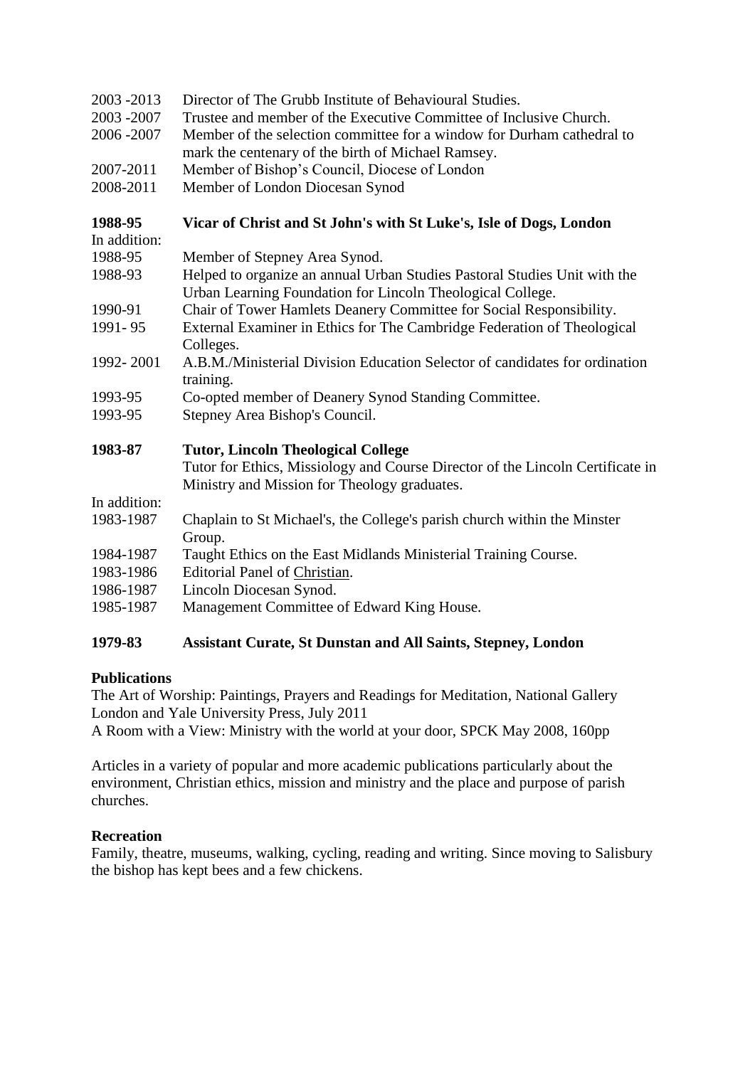| | |
|---|---|
| 2003 -2013 | Director of The Grubb Institute of Behavioural Studies. |
| 2003 -2007 | Trustee and member of the Executive Committee of Inclusive Church. |
| 2006 -2007 | Member of the selection committee for a window for Durham cathedral to mark the centenary of the birth of Michael Ramsey. |
| 2007-2011 | Member of Bishop's Council, Diocese of London |
| 2008-2011 | Member of London Diocesan Synod |

**1988-95 Vicar of Christ and St John's with St Luke's, Isle of Dogs, London**

In addition:

| | |
|---|---|
| 1988-95 | Member of Stepney Area Synod. |
| 1988-93 | Helped to organize an annual Urban Studies Pastoral Studies Unit with the Urban Learning Foundation for Lincoln Theological College. |
| 1990-91 | Chair of Tower Hamlets Deanery Committee for Social Responsibility. |
| 1991- 95 | External Examiner in Ethics for The Cambridge Federation of Theological Colleges. |
| 1992- 2001 | A.B.M./Ministerial Division Education Selector of candidates for ordination training. |
| 1993-95 | Co-opted member of Deanery Synod Standing Committee. |
| 1993-95 | Stepney Area Bishop's Council. |

**1983-87 Tutor, Lincoln Theological College**

Tutor for Ethics, Missiology and Course Director of the Lincoln Certificate in Ministry and Mission for Theology graduates.

In addition:

| | |
|---|---|
| 1983-1987 | Chaplain to St Michael's, the College's parish church within the Minster Group. |
| 1984-1987 | Taught Ethics on the East Midlands Ministerial Training Course. |
| 1983-1986 | Editorial Panel of Christian. |
| 1986-1987 | Lincoln Diocesan Synod. |
| 1985-1987 | Management Committee of Edward King House. |

**1979-83 Assistant Curate, St Dunstan and All Saints, Stepney, London**

**Publications**

The Art of Worship: Paintings, Prayers and Readings for Meditation, National Gallery London and Yale University Press, July 2011

A Room with a View: Ministry with the world at your door, SPCK May 2008, 160pp

Articles in a variety of popular and more academic publications particularly about the environment, Christian ethics, mission and ministry and the place and purpose of parish churches.

**Recreation**

Family, theatre, museums, walking, cycling, reading and writing. Since moving to Salisbury the bishop has kept bees and a few chickens.